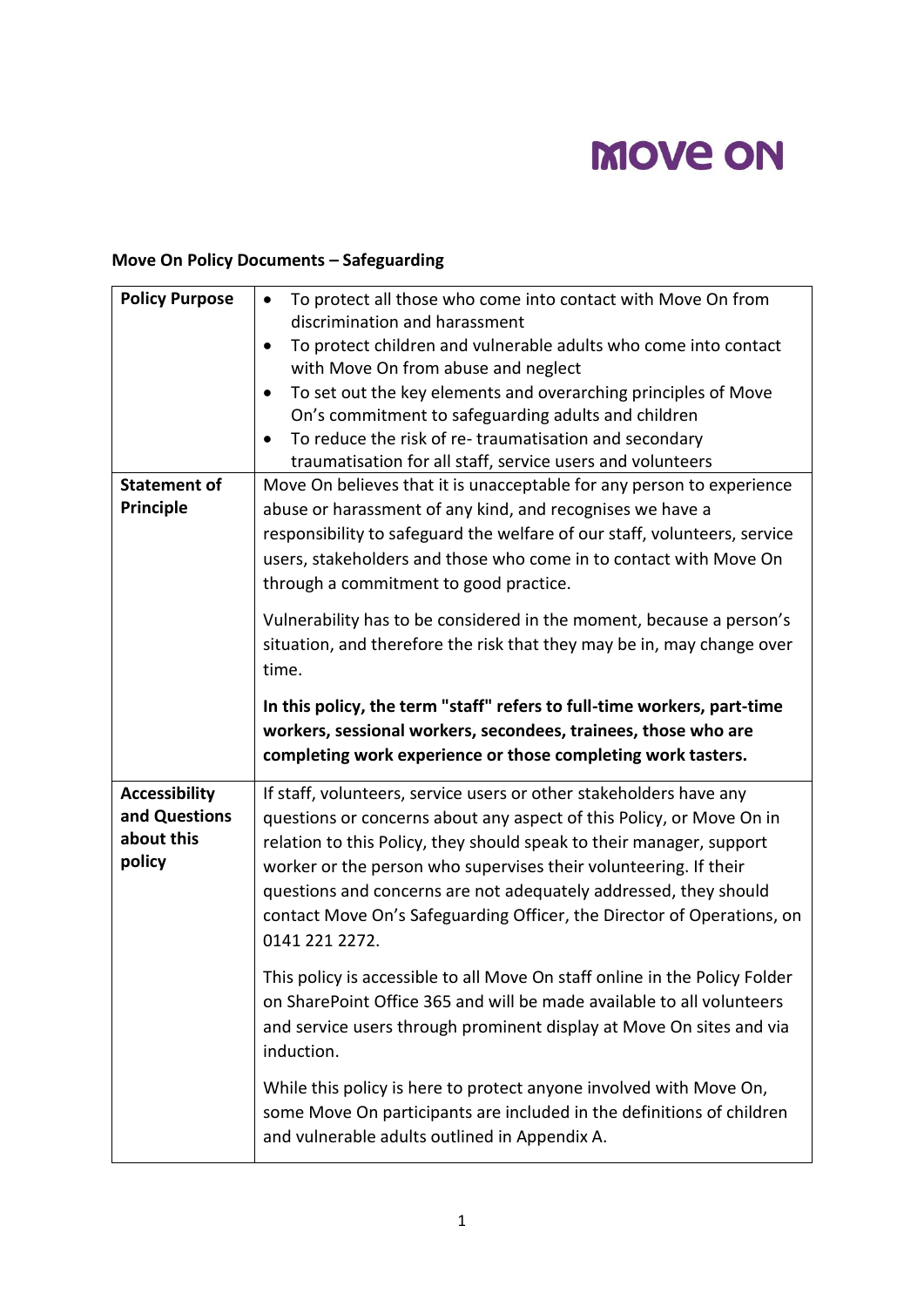**Move On**

## Move On Policy Documents – Safeguarding

| | |
|---|---|
| **Policy Purpose** | • To protect all those who come into contact with Move On from discrimination and harassment<br>• To protect children and vulnerable adults who come into contact with Move On from abuse and neglect<br>• To set out the key elements and overarching principles of Move On's commitment to safeguarding adults and children<br>• To reduce the risk of re- traumatisation and secondary traumatisation for all staff, service users and volunteers |
| **Statement of Principle** | Move On believes that it is unacceptable for any person to experience abuse or harassment of any kind, and recognises we have a responsibility to safeguard the welfare of our staff, volunteers, service users, stakeholders and those who come in to contact with Move On through a commitment to good practice.<br><br>Vulnerability has to be considered in the moment, because a person's situation, and therefore the risk that they may be in, may change over time.<br><br>**In this policy, the term "staff" refers to full-time workers, part-time workers, sessional workers, secondees, trainees, those who are completing work experience or those completing work tasters.** |
| **Accessibility and Questions about this policy** | If staff, volunteers, service users or other stakeholders have any questions or concerns about any aspect of this Policy, or Move On in relation to this Policy, they should speak to their manager, support worker or the person who supervises their volunteering. If their questions and concerns are not adequately addressed, they should contact Move On's Safeguarding Officer, the Director of Operations, on 0141 221 2272.<br><br>This policy is accessible to all Move On staff online in the Policy Folder on SharePoint Office 365 and will be made available to all volunteers and service users through prominent display at Move On sites and via induction.<br><br>While this policy is here to protect anyone involved with Move On, some Move On participants are included in the definitions of children and vulnerable adults outlined in Appendix A. |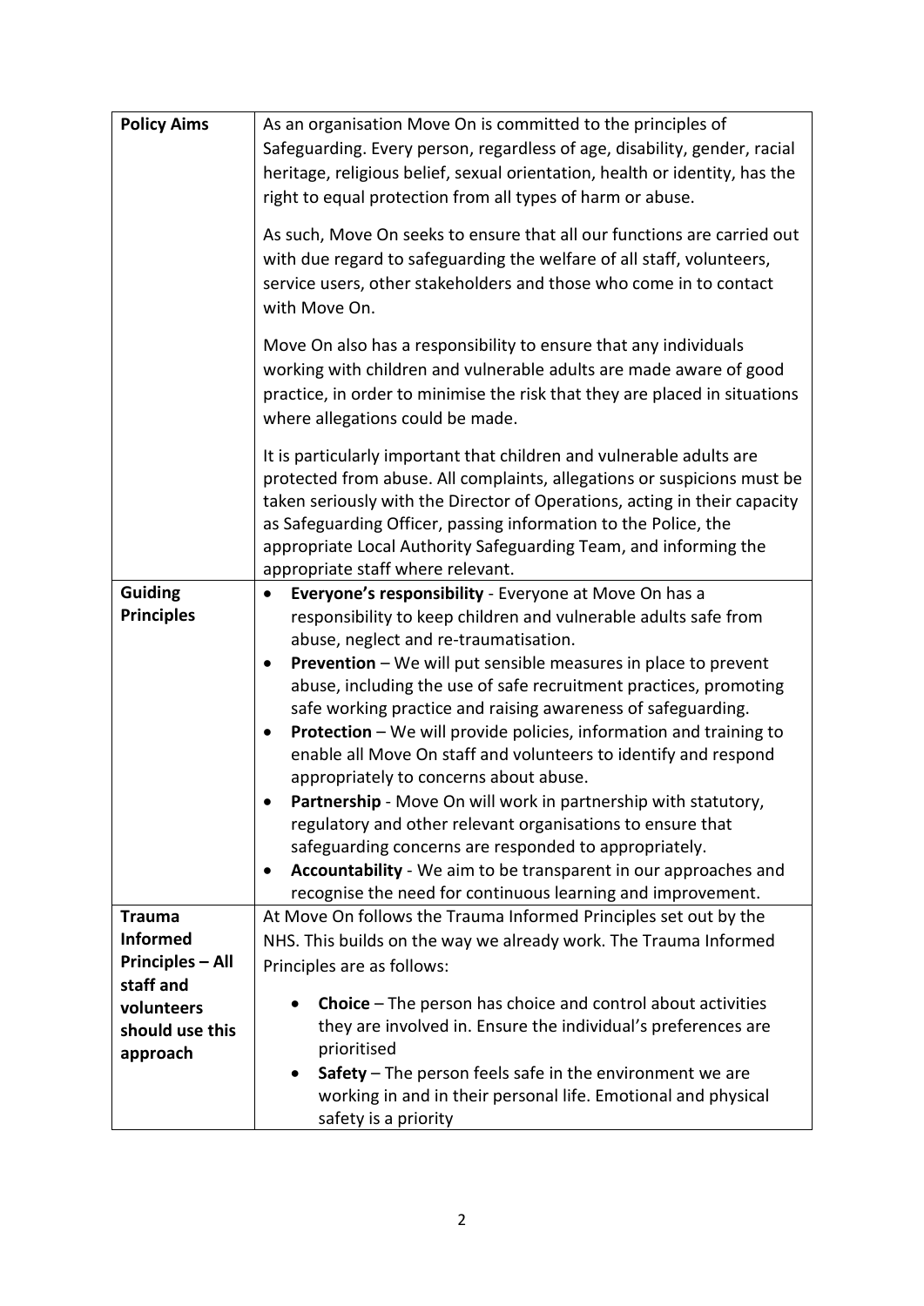| **Policy Aims** | As an organisation Move On is committed to the principles of Safeguarding. Every person, regardless of age, disability, gender, racial heritage, religious belief, sexual orientation, health or identity, has the right to equal protection from all types of harm or abuse.<br><br>As such, Move On seeks to ensure that all our functions are carried out with due regard to safeguarding the welfare of all staff, volunteers, service users, other stakeholders and those who come in to contact with Move On.<br><br>Move On also has a responsibility to ensure that any individuals working with children and vulnerable adults are made aware of good practice, in order to minimise the risk that they are placed in situations where allegations could be made.<br><br>It is particularly important that children and vulnerable adults are protected from abuse. All complaints, allegations or suspicions must be taken seriously with the Director of Operations, acting in their capacity as Safeguarding Officer, passing information to the Police, the appropriate Local Authority Safeguarding Team, and informing the appropriate staff where relevant. |
|---|---|
| **Guiding Principles** | • **Everyone's responsibility** - Everyone at Move On has a responsibility to keep children and vulnerable adults safe from abuse, neglect and re-traumatisation.<br>• **Prevention** – We will put sensible measures in place to prevent abuse, including the use of safe recruitment practices, promoting safe working practice and raising awareness of safeguarding.<br>• **Protection** – We will provide policies, information and training to enable all Move On staff and volunteers to identify and respond appropriately to concerns about abuse.<br>• **Partnership** - Move On will work in partnership with statutory, regulatory and other relevant organisations to ensure that safeguarding concerns are responded to appropriately.<br>• **Accountability** - We aim to be transparent in our approaches and recognise the need for continuous learning and improvement. |
| **Trauma Informed Principles – All staff and volunteers should use this approach** | At Move On follows the Trauma Informed Principles set out by the NHS. This builds on the way we already work. The Trauma Informed Principles are as follows:<br><br>• **Choice** – The person has choice and control about activities they are involved in. Ensure the individual's preferences are prioritised<br>• **Safety** – The person feels safe in the environment we are working in and in their personal life. Emotional and physical safety is a priority |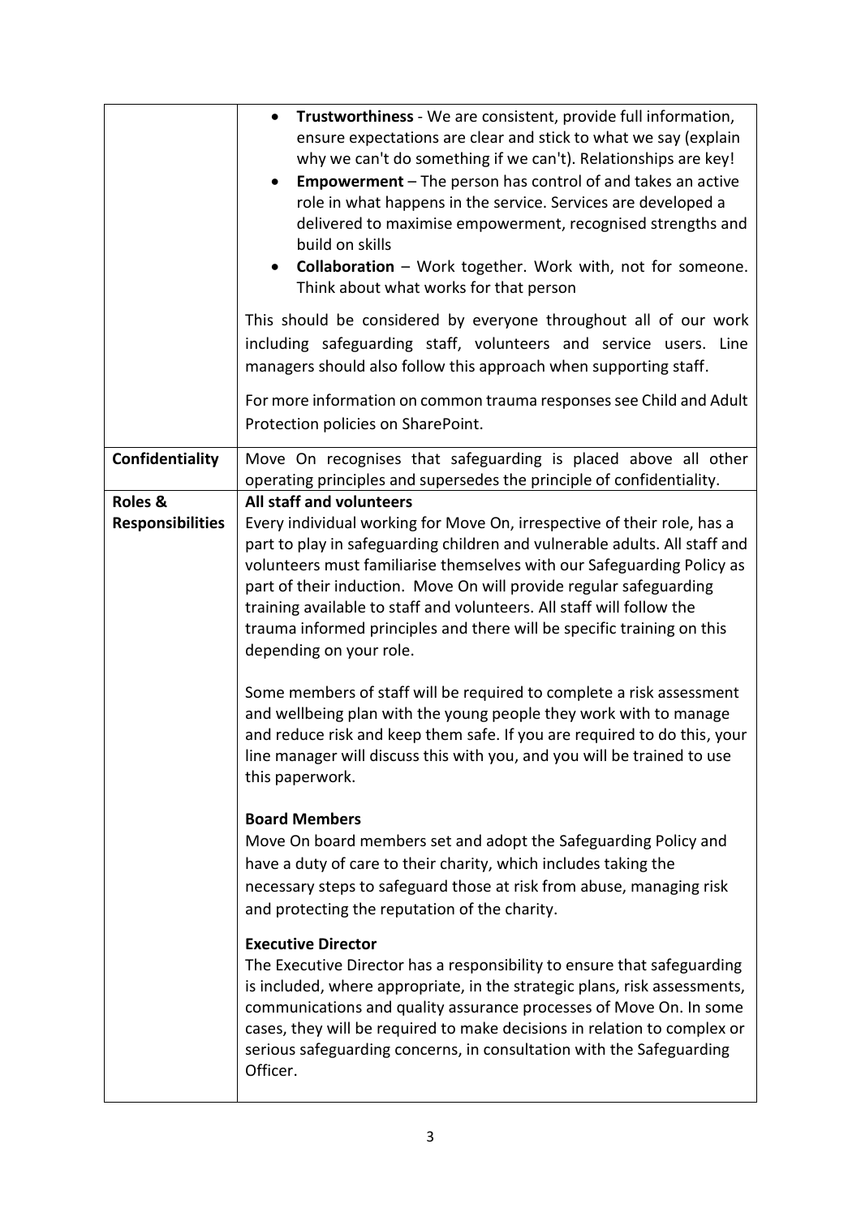| | |
|---|---|
| | • **Trustworthiness** - We are consistent, provide full information, ensure expectations are clear and stick to what we say (explain why we can't do something if we can't). Relationships are key!<br>• **Empowerment** – The person has control of and takes an active role in what happens in the service. Services are developed a delivered to maximise empowerment, recognised strengths and build on skills<br>• **Collaboration** – Work together. Work with, not for someone. Think about what works for that person<br><br>This should be considered by everyone throughout all of our work including safeguarding staff, volunteers and service users. Line managers should also follow this approach when supporting staff.<br><br>For more information on common trauma responses see Child and Adult Protection policies on SharePoint. |
| **Confidentiality** | Move On recognises that safeguarding is placed above all other operating principles and supersedes the principle of confidentiality. |
| **Roles & Responsibilities** | **All staff and volunteers**<br>Every individual working for Move On, irrespective of their role, has a part to play in safeguarding children and vulnerable adults. All staff and volunteers must familiarise themselves with our Safeguarding Policy as part of their induction. Move On will provide regular safeguarding training available to staff and volunteers. All staff will follow the trauma informed principles and there will be specific training on this depending on your role.<br><br>Some members of staff will be required to complete a risk assessment and wellbeing plan with the young people they work with to manage and reduce risk and keep them safe. If you are required to do this, your line manager will discuss this with you, and you will be trained to use this paperwork.<br><br>**Board Members**<br>Move On board members set and adopt the Safeguarding Policy and have a duty of care to their charity, which includes taking the necessary steps to safeguard those at risk from abuse, managing risk and protecting the reputation of the charity.<br><br>**Executive Director**<br>The Executive Director has a responsibility to ensure that safeguarding is included, where appropriate, in the strategic plans, risk assessments, communications and quality assurance processes of Move On. In some cases, they will be required to make decisions in relation to complex or serious safeguarding concerns, in consultation with the Safeguarding Officer. |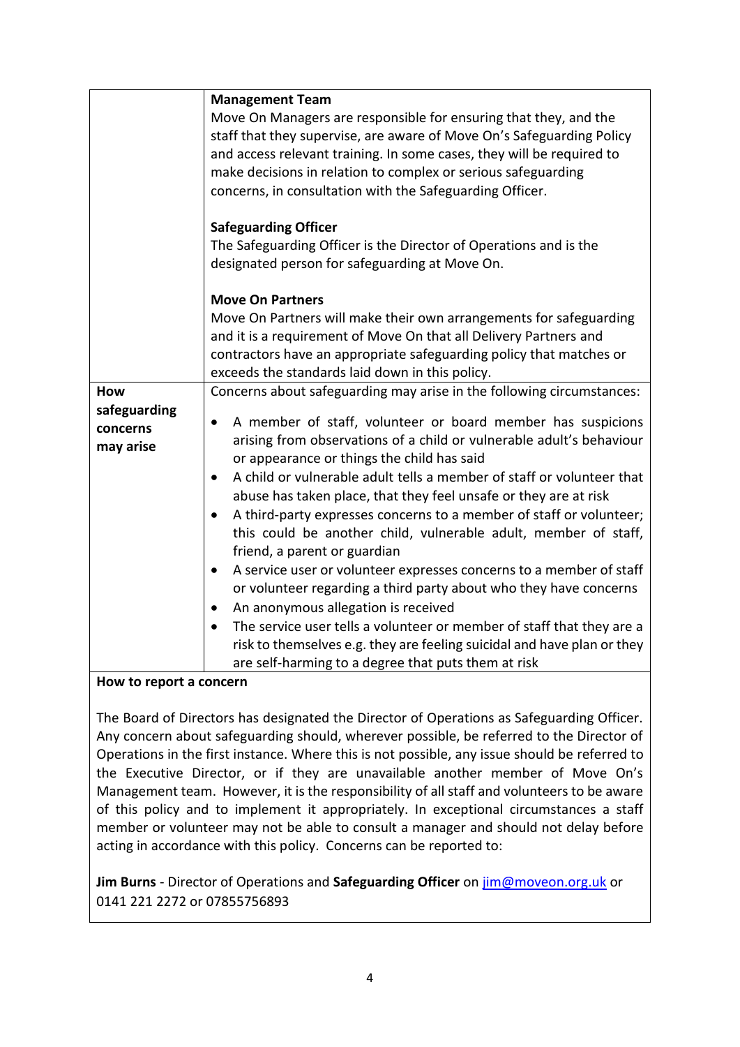|  |  |
|---|---|
|  | **Management Team**<br>Move On Managers are responsible for ensuring that they, and the staff that they supervise, are aware of Move On's Safeguarding Policy and access relevant training. In some cases, they will be required to make decisions in relation to complex or serious safeguarding concerns, in consultation with the Safeguarding Officer.<br><br>**Safeguarding Officer**<br>The Safeguarding Officer is the Director of Operations and is the designated person for safeguarding at Move On.<br><br>**Move On Partners**<br>Move On Partners will make their own arrangements for safeguarding and it is a requirement of Move On that all Delivery Partners and contractors have an appropriate safeguarding policy that matches or exceeds the standards laid down in this policy. |
| **How safeguarding concerns may arise** | Concerns about safeguarding may arise in the following circumstances:<br><br>• A member of staff, volunteer or board member has suspicions arising from observations of a child or vulnerable adult's behaviour or appearance or things the child has said<br>• A child or vulnerable adult tells a member of staff or volunteer that abuse has taken place, that they feel unsafe or they are at risk<br>• A third-party expresses concerns to a member of staff or volunteer; this could be another child, vulnerable adult, member of staff, friend, a parent or guardian<br>• A service user or volunteer expresses concerns to a member of staff or volunteer regarding a third party about who they have concerns<br>• An anonymous allegation is received<br>• The service user tells a volunteer or member of staff that they are a risk to themselves e.g. they are feeling suicidal and have plan or they are self-harming to a degree that puts them at risk |

**How to report a concern**

The Board of Directors has designated the Director of Operations as Safeguarding Officer. Any concern about safeguarding should, wherever possible, be referred to the Director of Operations in the first instance. Where this is not possible, any issue should be referred to the Executive Director, or if they are unavailable another member of Move On's Management team. However, it is the responsibility of all staff and volunteers to be aware of this policy and to implement it appropriately. In exceptional circumstances a staff member or volunteer may not be able to consult a manager and should not delay before acting in accordance with this policy. Concerns can be reported to:

**Jim Burns** - Director of Operations and **Safeguarding Officer** on jim@moveon.org.uk or 0141 221 2272 or 07855756893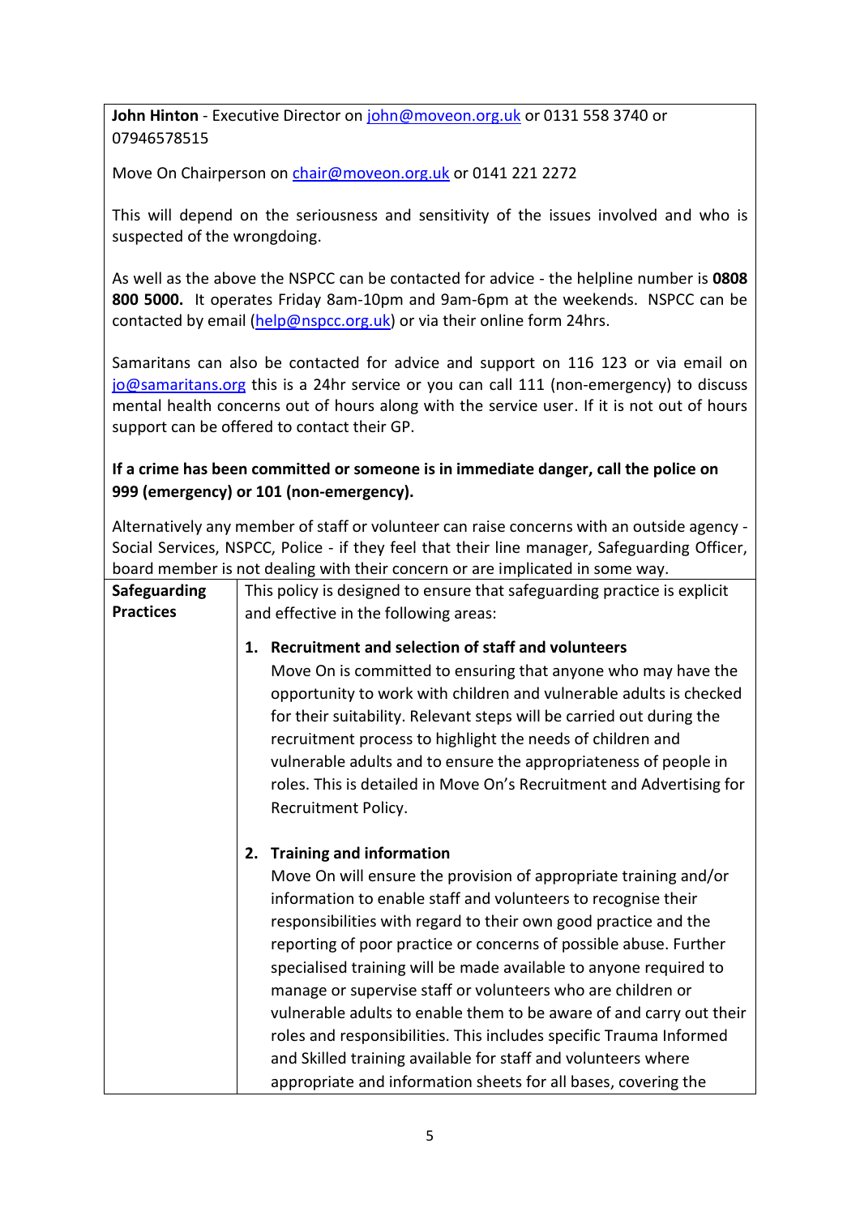**John Hinton** - Executive Director on john@moveon.org.uk or 0131 558 3740 or 07946578515

Move On Chairperson on chair@moveon.org.uk or 0141 221 2272

This will depend on the seriousness and sensitivity of the issues involved and who is suspected of the wrongdoing.

As well as the above the NSPCC can be contacted for advice - the helpline number is **0808 800 5000.** It operates Friday 8am-10pm and 9am-6pm at the weekends. NSPCC can be contacted by email (help@nspcc.org.uk) or via their online form 24hrs.

Samaritans can also be contacted for advice and support on 116 123 or via email on jo@samaritans.org this is a 24hr service or you can call 111 (non-emergency) to discuss mental health concerns out of hours along with the service user. If it is not out of hours support can be offered to contact their GP.

**If a crime has been committed or someone is in immediate danger, call the police on 999 (emergency) or 101 (non-emergency).**

Alternatively any member of staff or volunteer can raise concerns with an outside agency - Social Services, NSPCC, Police - if they feel that their line manager, Safeguarding Officer, board member is not dealing with their concern or are implicated in some way.

| | |
|---|---|
| **Safeguarding Practices** | This policy is designed to ensure that safeguarding practice is explicit and effective in the following areas:<br><br>1. **Recruitment and selection of staff and volunteers**<br>Move On is committed to ensuring that anyone who may have the opportunity to work with children and vulnerable adults is checked for their suitability. Relevant steps will be carried out during the recruitment process to highlight the needs of children and vulnerable adults and to ensure the appropriateness of people in roles. This is detailed in Move On's Recruitment and Advertising for Recruitment Policy.<br><br>2. **Training and information**<br>Move On will ensure the provision of appropriate training and/or information to enable staff and volunteers to recognise their responsibilities with regard to their own good practice and the reporting of poor practice or concerns of possible abuse. Further specialised training will be made available to anyone required to manage or supervise staff or volunteers who are children or vulnerable adults to enable them to be aware of and carry out their roles and responsibilities. This includes specific Trauma Informed and Skilled training available for staff and volunteers where appropriate and information sheets for all bases, covering the |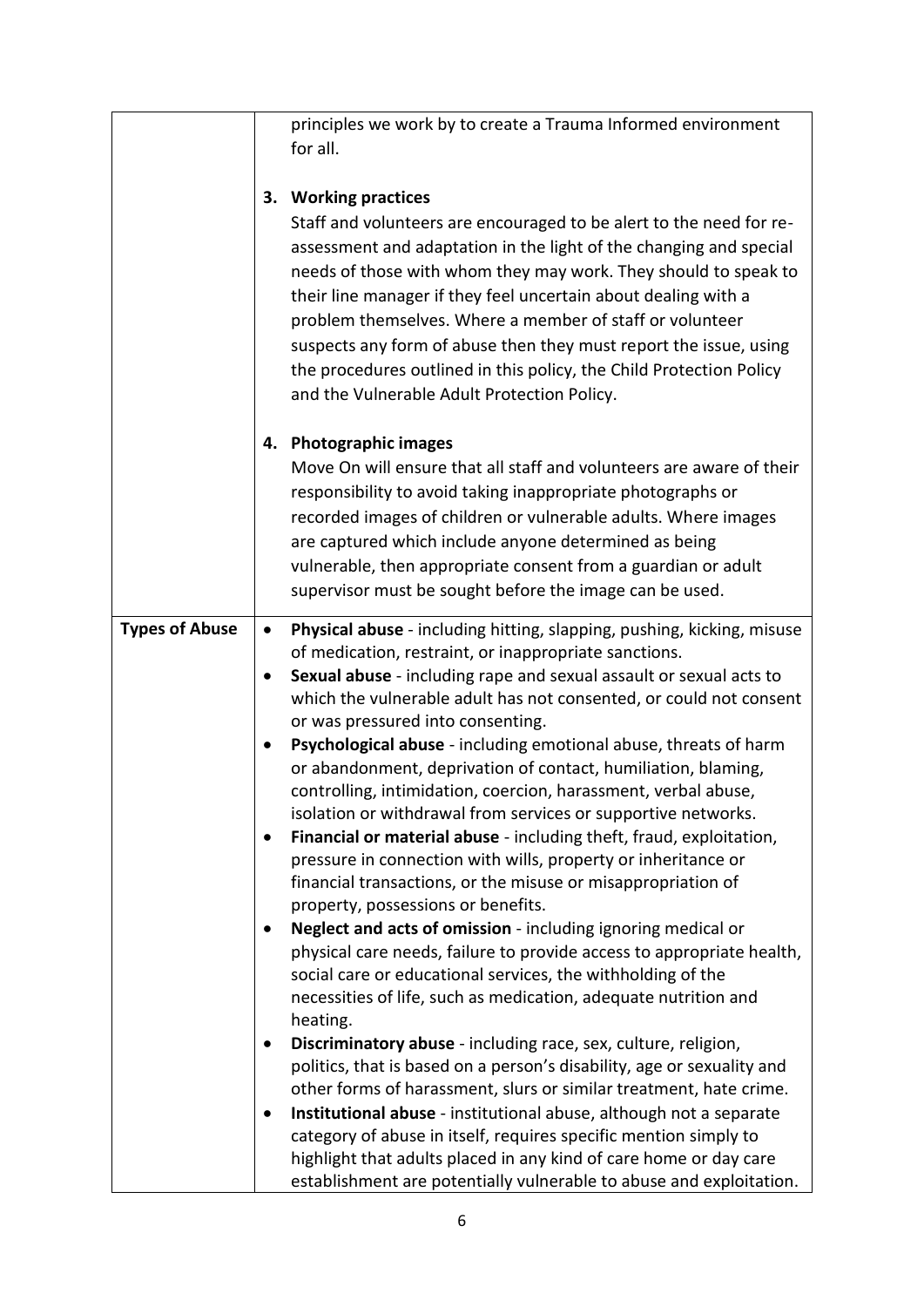| | |
|---|---|
| | principles we work by to create a Trauma Informed environment for all.<br><br>**3. Working practices**<br>Staff and volunteers are encouraged to be alert to the need for re-assessment and adaptation in the light of the changing and special needs of those with whom they may work. They should to speak to their line manager if they feel uncertain about dealing with a problem themselves. Where a member of staff or volunteer suspects any form of abuse then they must report the issue, using the procedures outlined in this policy, the Child Protection Policy and the Vulnerable Adult Protection Policy.<br><br>**4. Photographic images**<br>Move On will ensure that all staff and volunteers are aware of their responsibility to avoid taking inappropriate photographs or recorded images of children or vulnerable adults. Where images are captured which include anyone determined as being vulnerable, then appropriate consent from a guardian or adult supervisor must be sought before the image can be used. |
| **Types of Abuse** | • **Physical abuse** - including hitting, slapping, pushing, kicking, misuse of medication, restraint, or inappropriate sanctions.<br>• **Sexual abuse** - including rape and sexual assault or sexual acts to which the vulnerable adult has not consented, or could not consent or was pressured into consenting.<br>• **Psychological abuse** - including emotional abuse, threats of harm or abandonment, deprivation of contact, humiliation, blaming, controlling, intimidation, coercion, harassment, verbal abuse, isolation or withdrawal from services or supportive networks.<br>• **Financial or material abuse** - including theft, fraud, exploitation, pressure in connection with wills, property or inheritance or financial transactions, or the misuse or misappropriation of property, possessions or benefits.<br>• **Neglect and acts of omission** - including ignoring medical or physical care needs, failure to provide access to appropriate health, social care or educational services, the withholding of the necessities of life, such as medication, adequate nutrition and heating.<br>• **Discriminatory abuse** - including race, sex, culture, religion, politics, that is based on a person's disability, age or sexuality and other forms of harassment, slurs or similar treatment, hate crime.<br>• **Institutional abuse** - institutional abuse, although not a separate category of abuse in itself, requires specific mention simply to highlight that adults placed in any kind of care home or day care establishment are potentially vulnerable to abuse and exploitation. |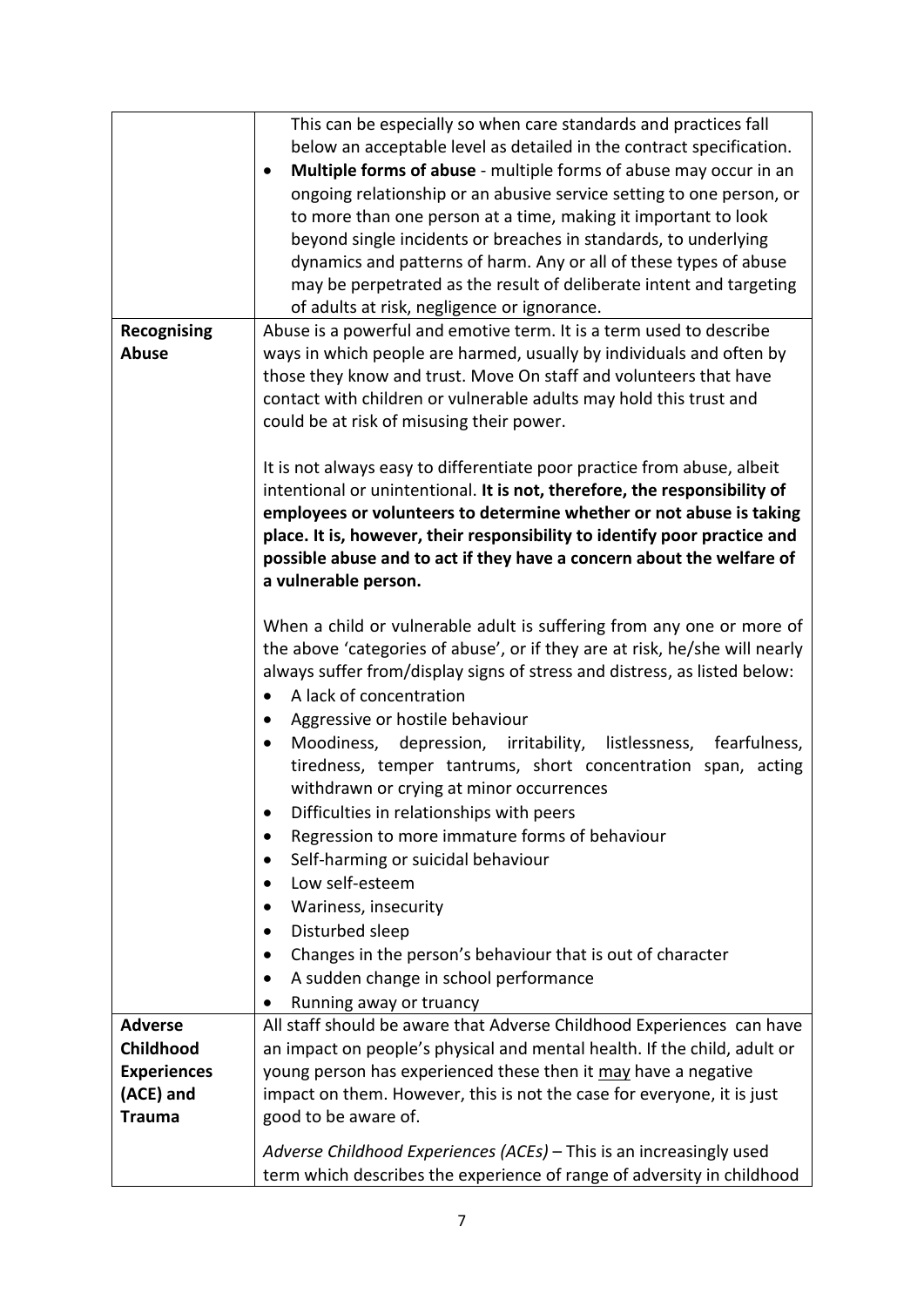| | |
|---|---|
| | This can be especially so when care standards and practices fall below an acceptable level as detailed in the contract specification.<br>• **Multiple forms of abuse** - multiple forms of abuse may occur in an ongoing relationship or an abusive service setting to one person, or to more than one person at a time, making it important to look beyond single incidents or breaches in standards, to underlying dynamics and patterns of harm. Any or all of these types of abuse may be perpetrated as the result of deliberate intent and targeting of adults at risk, negligence or ignorance. |
| **Recognising Abuse** | Abuse is a powerful and emotive term. It is a term used to describe ways in which people are harmed, usually by individuals and often by those they know and trust. Move On staff and volunteers that have contact with children or vulnerable adults may hold this trust and could be at risk of misusing their power.<br><br>It is not always easy to differentiate poor practice from abuse, albeit intentional or unintentional. **It is not, therefore, the responsibility of employees or volunteers to determine whether or not abuse is taking place. It is, however, their responsibility to identify poor practice and possible abuse and to act if they have a concern about the welfare of a vulnerable person.**<br><br>When a child or vulnerable adult is suffering from any one or more of the above 'categories of abuse', or if they are at risk, he/she will nearly always suffer from/display signs of stress and distress, as listed below:<br>• A lack of concentration<br>• Aggressive or hostile behaviour<br>• Moodiness, depression, irritability, listlessness, fearfulness, tiredness, temper tantrums, short concentration span, acting withdrawn or crying at minor occurrences<br>• Difficulties in relationships with peers<br>• Regression to more immature forms of behaviour<br>• Self-harming or suicidal behaviour<br>• Low self-esteem<br>• Wariness, insecurity<br>• Disturbed sleep<br>• Changes in the person's behaviour that is out of character<br>• A sudden change in school performance<br>• Running away or truancy |
| **Adverse Childhood Experiences (ACE) and Trauma** | All staff should be aware that Adverse Childhood Experiences can have an impact on people's physical and mental health. If the child, adult or young person has experienced these then it <u>may</u> have a negative impact on them. However, this is not the case for everyone, it is just good to be aware of.<br><br>*Adverse Childhood Experiences (ACEs)* – This is an increasingly used term which describes the experience of range of adversity in childhood |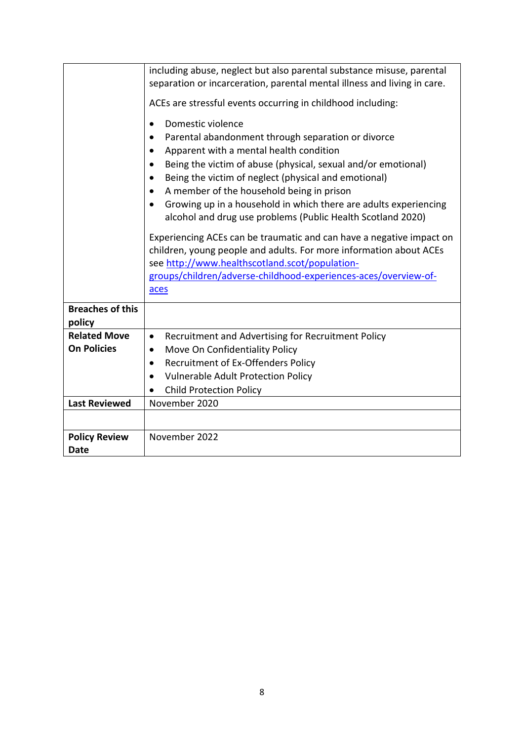| | |
|---|---|
| | including abuse, neglect but also parental substance misuse, parental separation or incarceration, parental mental illness and living in care.<br><br>ACEs are stressful events occurring in childhood including:<br><br>• Domestic violence<br>• Parental abandonment through separation or divorce<br>• Apparent with a mental health condition<br>• Being the victim of abuse (physical, sexual and/or emotional)<br>• Being the victim of neglect (physical and emotional)<br>• A member of the household being in prison<br>• Growing up in a household in which there are adults experiencing alcohol and drug use problems (Public Health Scotland 2020)<br><br>Experiencing ACEs can be traumatic and can have a negative impact on children, young people and adults. For more information about ACEs see [http://www.healthscotland.scot/population-groups/children/adverse-childhood-experiences-aces/overview-of-aces](http://www.healthscotland.scot/population-groups/children/adverse-childhood-experiences-aces/overview-of-aces) |
| **Breaches of this policy** | |
| **Related Move On Policies** | • Recruitment and Advertising for Recruitment Policy<br>• Move On Confidentiality Policy<br>• Recruitment of Ex-Offenders Policy<br>• Vulnerable Adult Protection Policy<br>• Child Protection Policy |
| **Last Reviewed** | November 2020 |
| | |
| **Policy Review Date** | November 2022 |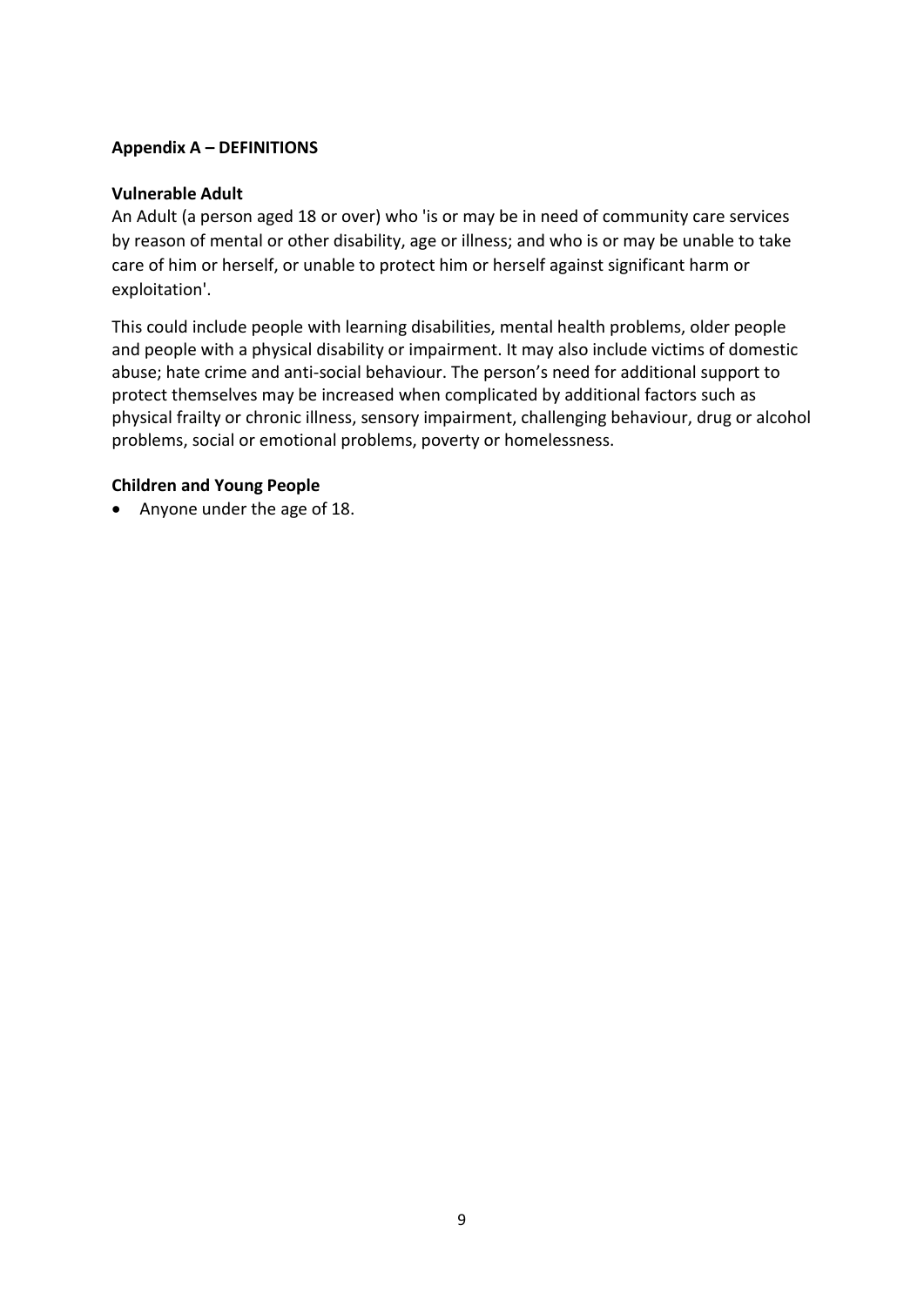## Appendix A – DEFINITIONS

### Vulnerable Adult

An Adult (a person aged 18 or over) who 'is or may be in need of community care services by reason of mental or other disability, age or illness; and who is or may be unable to take care of him or herself, or unable to protect him or herself against significant harm or exploitation'.

This could include people with learning disabilities, mental health problems, older people and people with a physical disability or impairment. It may also include victims of domestic abuse; hate crime and anti-social behaviour. The person's need for additional support to protect themselves may be increased when complicated by additional factors such as physical frailty or chronic illness, sensory impairment, challenging behaviour, drug or alcohol problems, social or emotional problems, poverty or homelessness.

### Children and Young People

- Anyone under the age of 18.